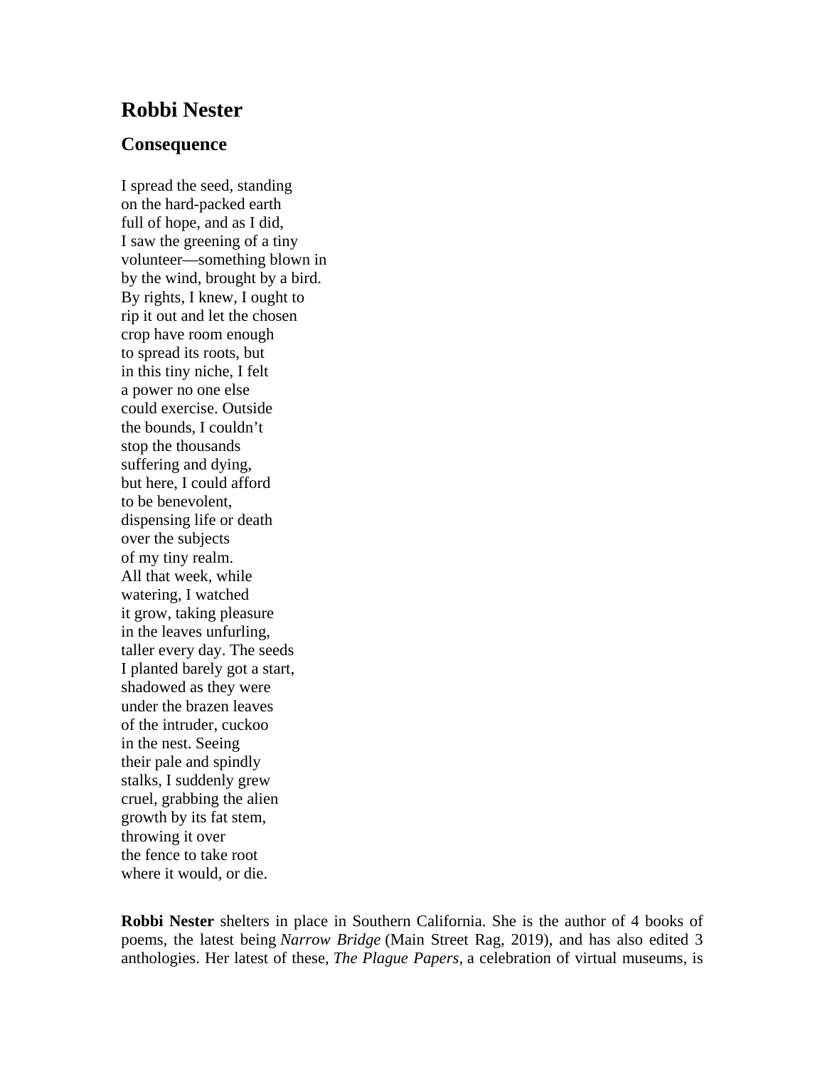# Robbi Nester

## Consequence

I spread the seed, standing  
on the hard-packed earth  
full of hope, and as I did,  
I saw the greening of a tiny  
volunteer—something blown in  
by the wind, brought by a bird.  
By rights, I knew, I ought to  
rip it out and let the chosen  
crop have room enough  
to spread its roots, but  
in this tiny niche, I felt  
a power no one else  
could exercise. Outside  
the bounds, I couldn't  
stop the thousands  
suffering and dying,  
but here, I could afford  
to be benevolent,  
dispensing life or death  
over the subjects  
of my tiny realm.  
All that week, while  
watering, I watched  
it grow, taking pleasure  
in the leaves unfurling,  
taller every day. The seeds  
I planted barely got a start,  
shadowed as they were  
under the brazen leaves  
of the intruder, cuckoo  
in the nest. Seeing  
their pale and spindly  
stalks, I suddenly grew  
cruel, grabbing the alien  
growth by its fat stem,  
throwing it over  
the fence to take root  
where it would, or die.

**Robbi Nester** shelters in place in Southern California. She is the author of 4 books of poems, the latest being *Narrow Bridge* (Main Street Rag, 2019), and has also edited 3 anthologies. Her latest of these, *The Plague Papers*, a celebration of virtual museums, is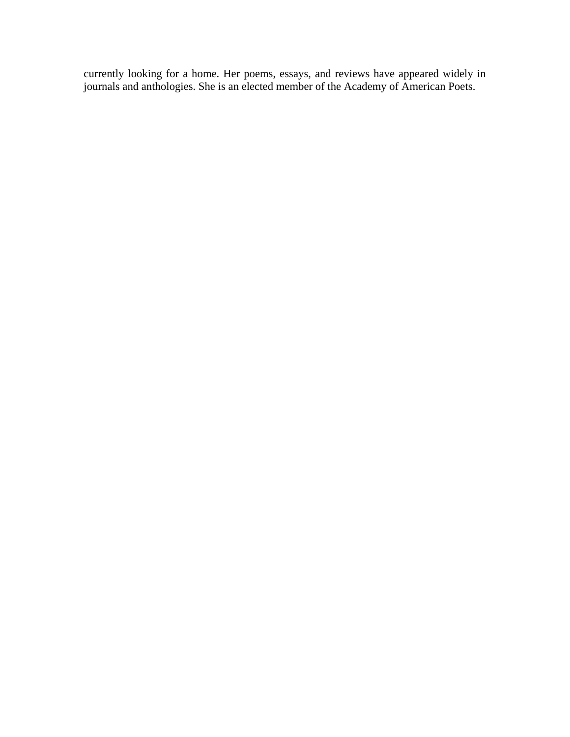currently looking for a home. Her poems, essays, and reviews have appeared widely in journals and anthologies. She is an elected member of the Academy of American Poets.